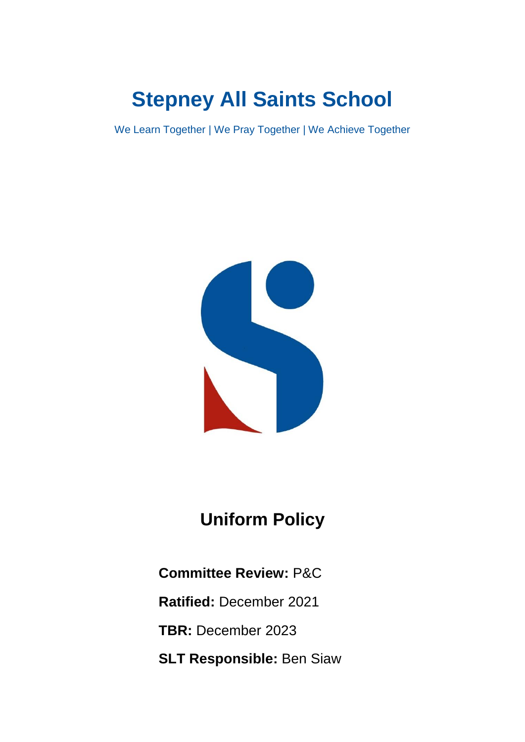# Stepney All Saints School

We Learn Together | We Pray Together | We Achieve Together

## Uniform Policy

**Committee Review:** P&C

**Ratified:** December 2021

**TBR:** December 2023

**SLT Responsible:** Ben Siaw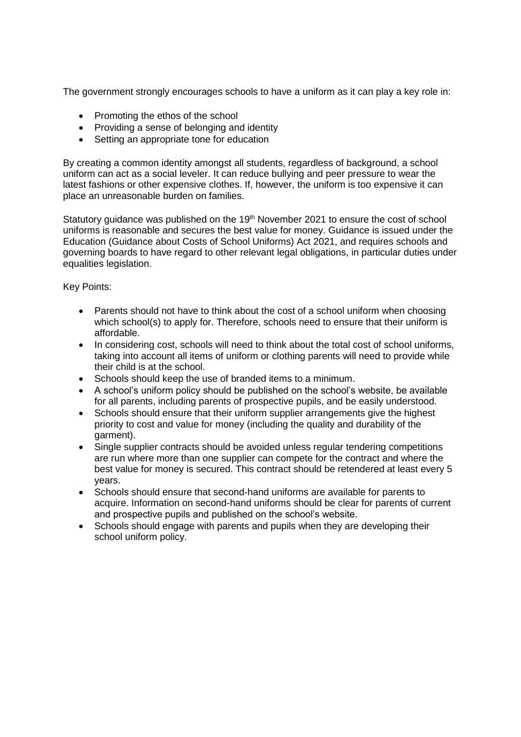The government strongly encourages schools to have a uniform as it can play a key role in:

- Promoting the ethos of the school
- Providing a sense of belonging and identity
- Setting an appropriate tone for education

By creating a common identity amongst all students, regardless of background, a school uniform can act as a social leveler. It can reduce bullying and peer pressure to wear the latest fashions or other expensive clothes. If, however, the uniform is too expensive it can place an unreasonable burden on families.

Statutory guidance was published on the 19th November 2021 to ensure the cost of school uniforms is reasonable and secures the best value for money. Guidance is issued under the Education (Guidance about Costs of School Uniforms) Act 2021, and requires schools and governing boards to have regard to other relevant legal obligations, in particular duties under equalities legislation.

Key Points:

- Parents should not have to think about the cost of a school uniform when choosing which school(s) to apply for. Therefore, schools need to ensure that their uniform is affordable.
- In considering cost, schools will need to think about the total cost of school uniforms, taking into account all items of uniform or clothing parents will need to provide while their child is at the school.
- Schools should keep the use of branded items to a minimum.
- A school's uniform policy should be published on the school's website, be available for all parents, including parents of prospective pupils, and be easily understood.
- Schools should ensure that their uniform supplier arrangements give the highest priority to cost and value for money (including the quality and durability of the garment).
- Single supplier contracts should be avoided unless regular tendering competitions are run where more than one supplier can compete for the contract and where the best value for money is secured. This contract should be retendered at least every 5 years.
- Schools should ensure that second-hand uniforms are available for parents to acquire. Information on second-hand uniforms should be clear for parents of current and prospective pupils and published on the school's website.
- Schools should engage with parents and pupils when they are developing their school uniform policy.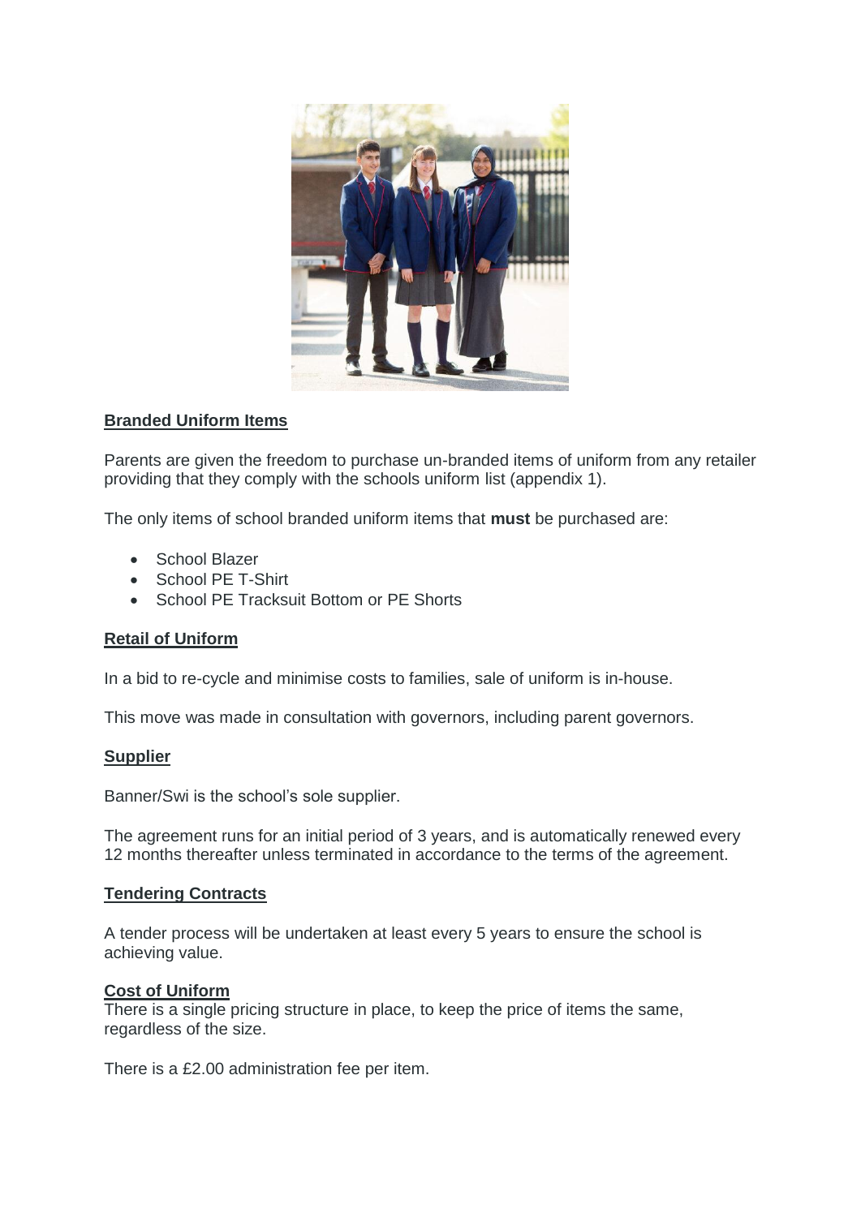**Branded Uniform Items**

Parents are given the freedom to purchase un-branded items of uniform from any retailer providing that they comply with the schools uniform list (appendix 1).

The only items of school branded uniform items that **must** be purchased are:

- School Blazer
- School PE T-Shirt
- School PE Tracksuit Bottom or PE Shorts

**Retail of Uniform**

In a bid to re-cycle and minimise costs to families, sale of uniform is in-house.

This move was made in consultation with governors, including parent governors.

**Supplier**

Banner/Swi is the school's sole supplier.

The agreement runs for an initial period of 3 years, and is automatically renewed every 12 months thereafter unless terminated in accordance to the terms of the agreement.

**Tendering Contracts**

A tender process will be undertaken at least every 5 years to ensure the school is achieving value.

**Cost of Uniform**

There is a single pricing structure in place, to keep the price of items the same, regardless of the size.

There is a £2.00 administration fee per item.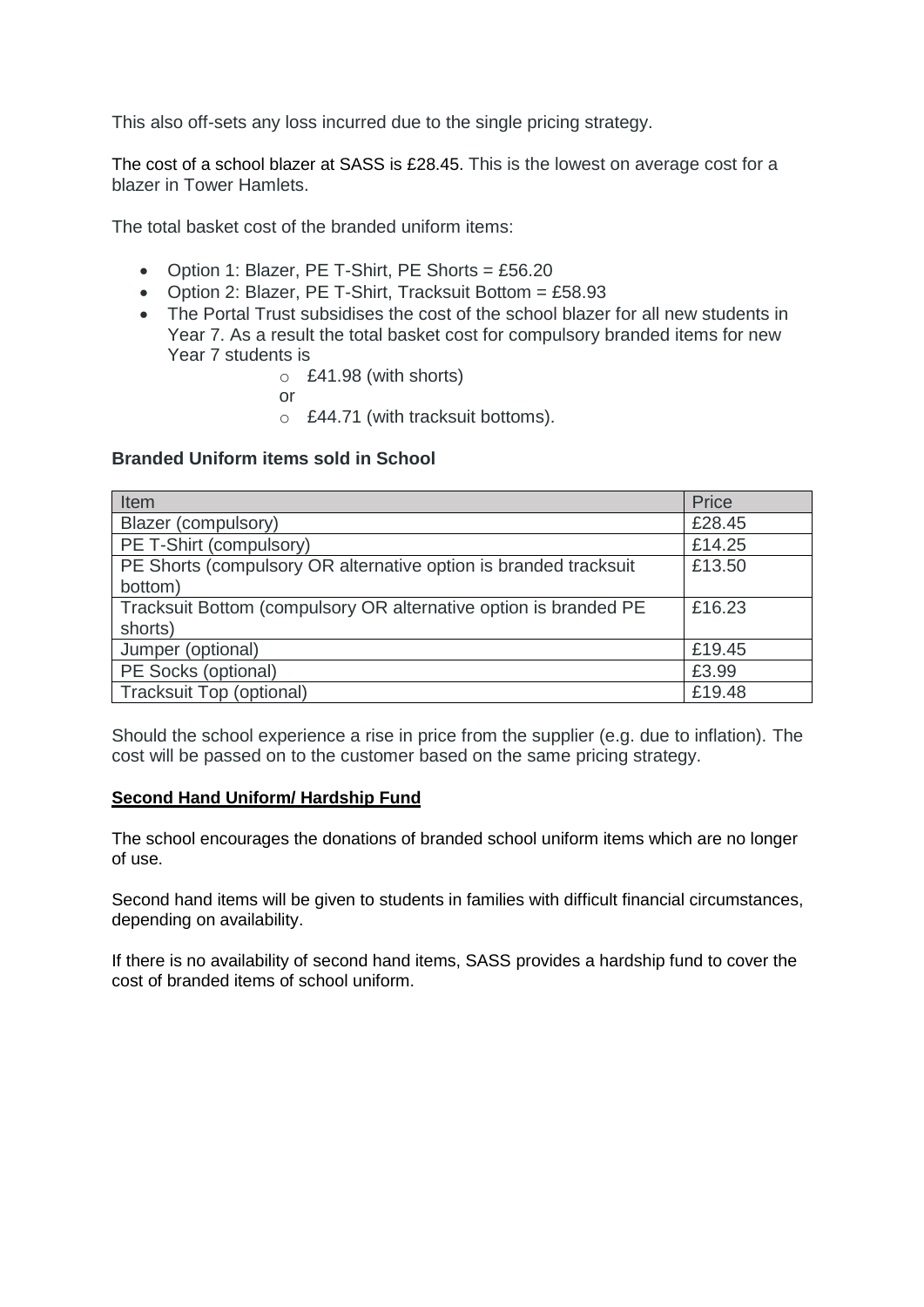This also off-sets any loss incurred due to the single pricing strategy.

The cost of a school blazer at SASS is £28.45. This is the lowest on average cost for a blazer in Tower Hamlets.

The total basket cost of the branded uniform items:

- Option 1: Blazer, PE T-Shirt, PE Shorts = £56.20
- Option 2: Blazer, PE T-Shirt, Tracksuit Bottom = £58.93
- The Portal Trust subsidises the cost of the school blazer for all new students in Year 7. As a result the total basket cost for compulsory branded items for new Year 7 students is
    - £41.98 (with shorts)

    or
    - £44.71 (with tracksuit bottoms).

**Branded Uniform items sold in School**

| Item | Price |
|---|---|
| Blazer (compulsory) | £28.45 |
| PE T-Shirt (compulsory) | £14.25 |
| PE Shorts (compulsory OR alternative option is branded tracksuit bottom) | £13.50 |
| Tracksuit Bottom (compulsory OR alternative option is branded PE shorts) | £16.23 |
| Jumper (optional) | £19.45 |
| PE Socks (optional) | £3.99 |
| Tracksuit Top (optional) | £19.48 |

Should the school experience a rise in price from the supplier (e.g. due to inflation). The cost will be passed on to the customer based on the same pricing strategy.

**Second Hand Uniform/ Hardship Fund**

The school encourages the donations of branded school uniform items which are no longer of use.

Second hand items will be given to students in families with difficult financial circumstances, depending on availability.

If there is no availability of second hand items, SASS provides a hardship fund to cover the cost of branded items of school uniform.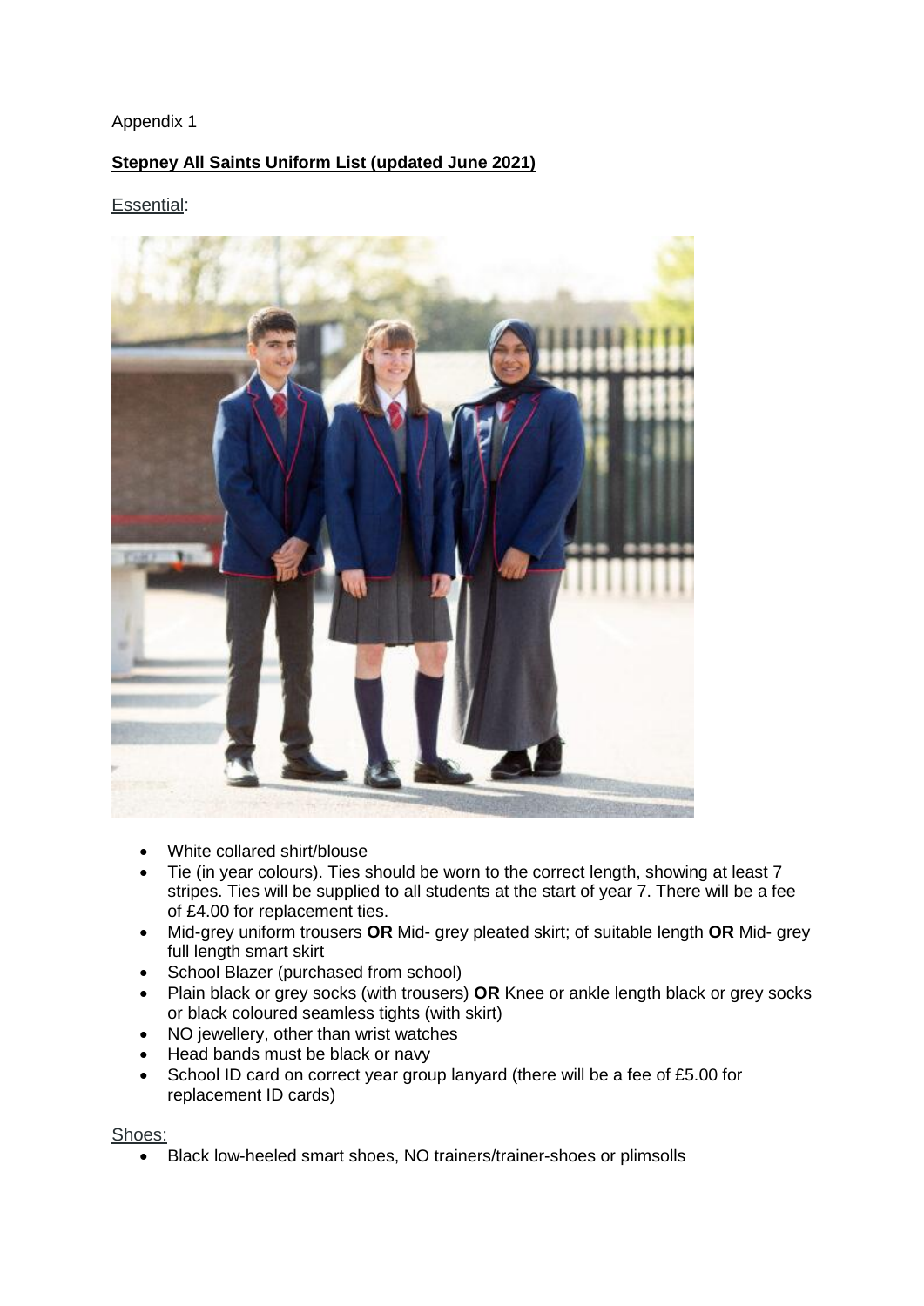Appendix 1

**Stepney All Saints Uniform List (updated June 2021)**

Essential:

- White collared shirt/blouse
- Tie (in year colours). Ties should be worn to the correct length, showing at least 7 stripes. Ties will be supplied to all students at the start of year 7. There will be a fee of £4.00 for replacement ties.
- Mid-grey uniform trousers **OR** Mid- grey pleated skirt; of suitable length **OR** Mid- grey full length smart skirt
- School Blazer (purchased from school)
- Plain black or grey socks (with trousers) **OR** Knee or ankle length black or grey socks or black coloured seamless tights (with skirt)
- NO jewellery, other than wrist watches
- Head bands must be black or navy
- School ID card on correct year group lanyard (there will be a fee of £5.00 for replacement ID cards)

Shoes:

- Black low-heeled smart shoes, NO trainers/trainer-shoes or plimsolls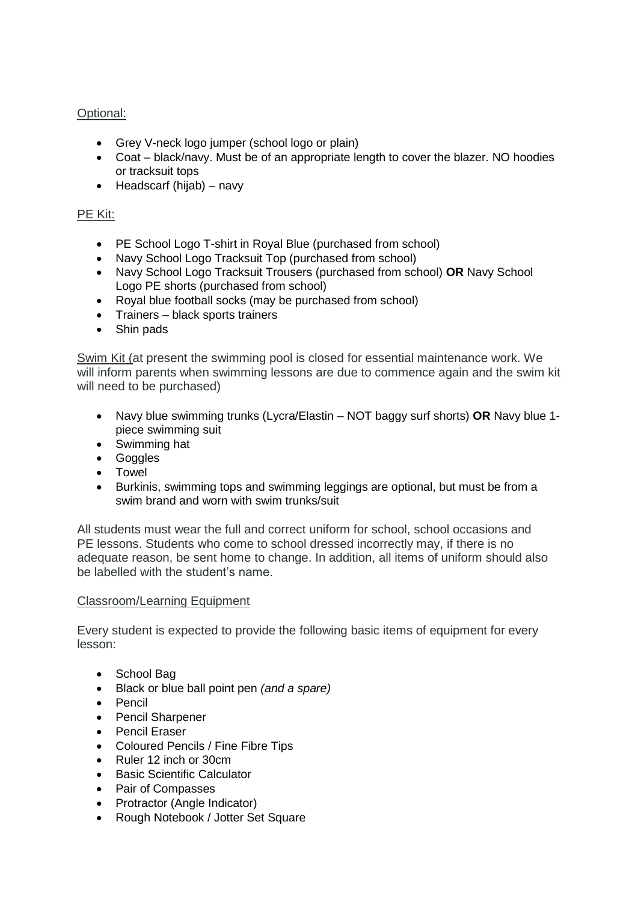Optional:

- Grey V-neck logo jumper (school logo or plain)
- Coat – black/navy. Must be of an appropriate length to cover the blazer. NO hoodies or tracksuit tops
- Headscarf (hijab) – navy

PE Kit:

- PE School Logo T-shirt in Royal Blue (purchased from school)
- Navy School Logo Tracksuit Top (purchased from school)
- Navy School Logo Tracksuit Trousers (purchased from school) **OR** Navy School Logo PE shorts (purchased from school)
- Royal blue football socks (may be purchased from school)
- Trainers – black sports trainers
- Shin pads

Swim Kit (at present the swimming pool is closed for essential maintenance work. We will inform parents when swimming lessons are due to commence again and the swim kit will need to be purchased)

- Navy blue swimming trunks (Lycra/Elastin – NOT baggy surf shorts) **OR** Navy blue 1-piece swimming suit
- Swimming hat
- Goggles
- Towel
- Burkinis, swimming tops and swimming leggings are optional, but must be from a swim brand and worn with swim trunks/suit

All students must wear the full and correct uniform for school, school occasions and PE lessons. Students who come to school dressed incorrectly may, if there is no adequate reason, be sent home to change. In addition, all items of uniform should also be labelled with the student's name.

Classroom/Learning Equipment

Every student is expected to provide the following basic items of equipment for every lesson:

- School Bag
- Black or blue ball point pen *(and a spare)*
- Pencil
- Pencil Sharpener
- Pencil Eraser
- Coloured Pencils / Fine Fibre Tips
- Ruler 12 inch or 30cm
- Basic Scientific Calculator
- Pair of Compasses
- Protractor (Angle Indicator)
- Rough Notebook / Jotter Set Square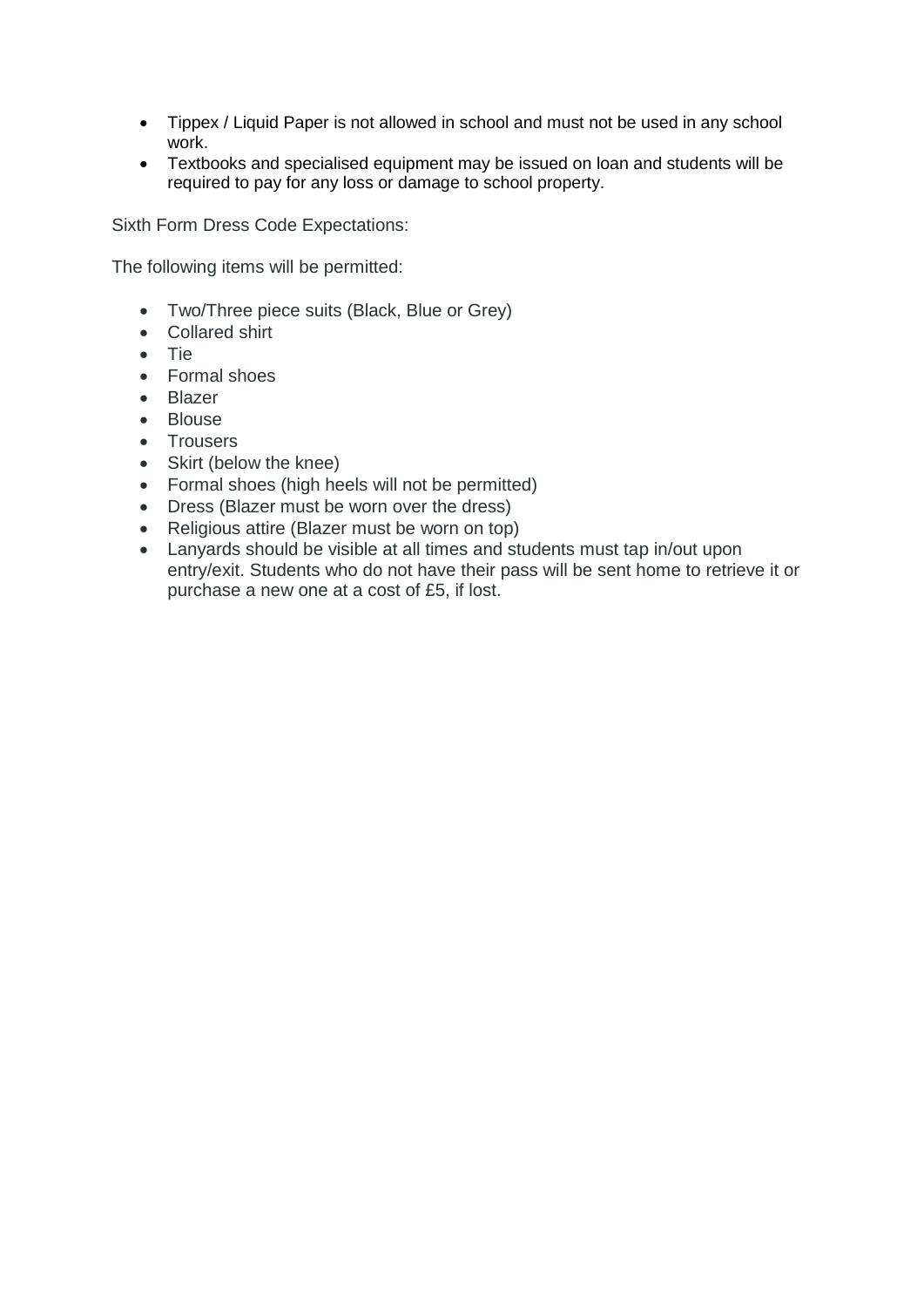- Tippex / Liquid Paper is not allowed in school and must not be used in any school work.
- Textbooks and specialised equipment may be issued on loan and students will be required to pay for any loss or damage to school property.

Sixth Form Dress Code Expectations:

The following items will be permitted:

- Two/Three piece suits (Black, Blue or Grey)
- Collared shirt
- Tie
- Formal shoes
- Blazer
- Blouse
- Trousers
- Skirt (below the knee)
- Formal shoes (high heels will not be permitted)
- Dress (Blazer must be worn over the dress)
- Religious attire (Blazer must be worn on top)
- Lanyards should be visible at all times and students must tap in/out upon entry/exit. Students who do not have their pass will be sent home to retrieve it or purchase a new one at a cost of £5, if lost.